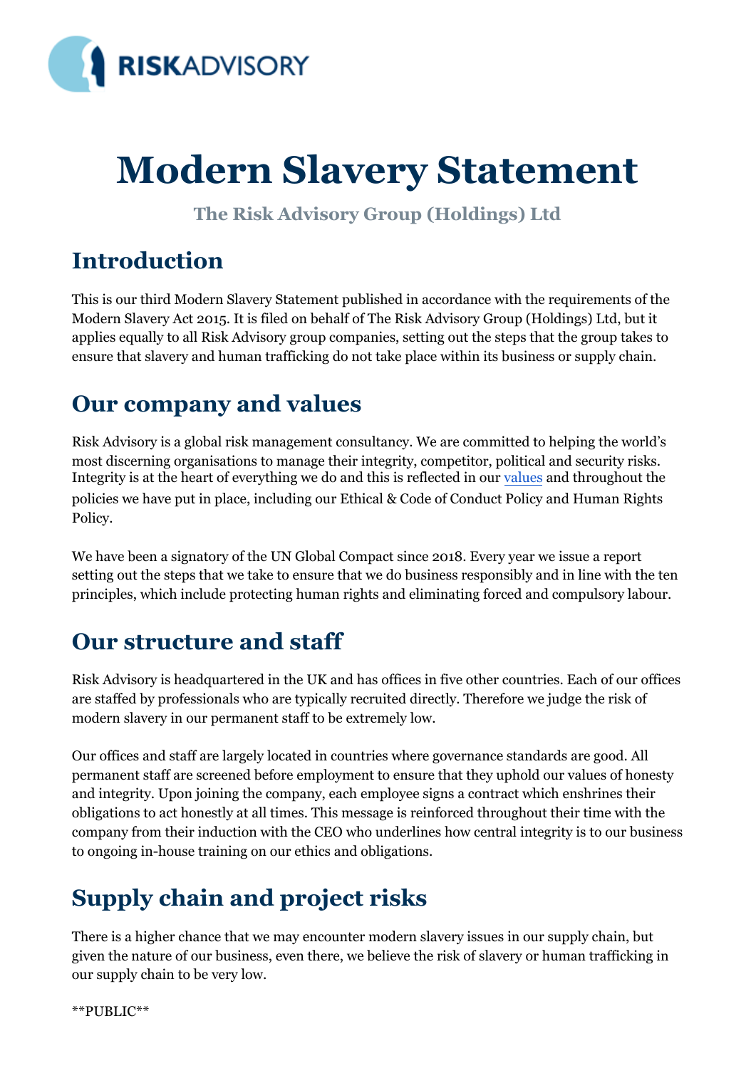# Modern Slavery Statement

**The Risk Advisory Group (Holdings) Ltd**

## Introduction

This is our third Modern Slavery Statement published in accordance with the requirements of the Modern Slavery Act 2015. It is filed on behalf of The Risk Advisory Group (Holdings) Ltd, but it applies equally to all Risk Advisory group companies, setting out the steps that the group takes to ensure that slavery and human trafficking do not take place within its business or supply chain.

## Our company and values

Risk Advisory is a global risk management consultancy. We are committed to helping the world's most discerning organisations to manage their integrity, competitor, political and security risks. Integrity is at the heart of everything we do and this is reflected in our values and throughout the policies we have put in place, including our Ethical & Code of Conduct Policy and Human Rights Policy.

We have been a signatory of the UN Global Compact since 2018. Every year we issue a report setting out the steps that we take to ensure that we do business responsibly and in line with the ten principles, which include protecting human rights and eliminating forced and compulsory labour.

## Our structure and staff

Risk Advisory is headquartered in the UK and has offices in five other countries. Each of our offices are staffed by professionals who are typically recruited directly. Therefore we judge the risk of modern slavery in our permanent staff to be extremely low.

Our offices and staff are largely located in countries where governance standards are good. All permanent staff are screened before employment to ensure that they uphold our values of honesty and integrity. Upon joining the company, each employee signs a contract which enshrines their obligations to act honestly at all times. This message is reinforced throughout their time with the company from their induction with the CEO who underlines how central integrity is to our business to ongoing in-house training on our ethics and obligations.

## Supply chain and project risks

There is a higher chance that we may encounter modern slavery issues in our supply chain, but given the nature of our business, even there, we believe the risk of slavery or human trafficking in our supply chain to be very low.

**PUBLIC**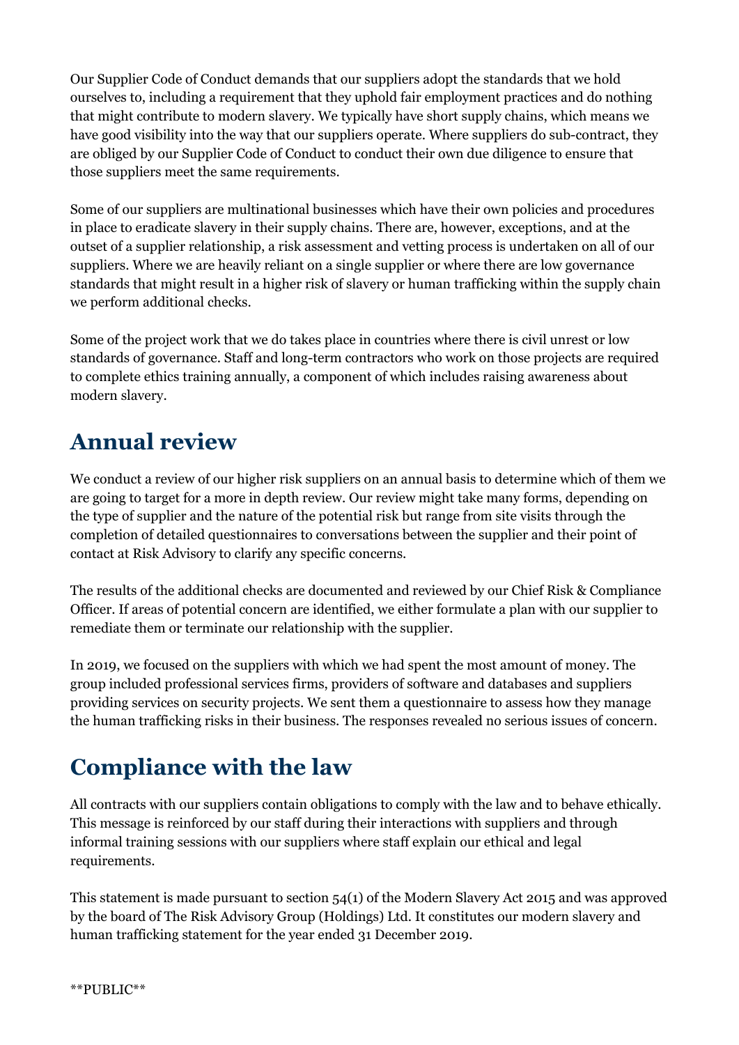Our Supplier Code of Conduct demands that our suppliers adopt the standards that we hold ourselves to, including a requirement that they uphold fair employment practices and do nothing that might contribute to modern slavery. We typically have short supply chains, which means we have good visibility into the way that our suppliers operate. Where suppliers do sub-contract, they are obliged by our Supplier Code of Conduct to conduct their own due diligence to ensure that those suppliers meet the same requirements.

Some of our suppliers are multinational businesses which have their own policies and procedures in place to eradicate slavery in their supply chains. There are, however, exceptions, and at the outset of a supplier relationship, a risk assessment and vetting process is undertaken on all of our suppliers. Where we are heavily reliant on a single supplier or where there are low governance standards that might result in a higher risk of slavery or human trafficking within the supply chain we perform additional checks.

Some of the project work that we do takes place in countries where there is civil unrest or low standards of governance. Staff and long-term contractors who work on those projects are required to complete ethics training annually, a component of which includes raising awareness about modern slavery.

## Annual review

We conduct a review of our higher risk suppliers on an annual basis to determine which of them we are going to target for a more in depth review. Our review might take many forms, depending on the type of supplier and the nature of the potential risk but range from site visits through the completion of detailed questionnaires to conversations between the supplier and their point of contact at Risk Advisory to clarify any specific concerns.

The results of the additional checks are documented and reviewed by our Chief Risk & Compliance Officer. If areas of potential concern are identified, we either formulate a plan with our supplier to remediate them or terminate our relationship with the supplier.

In 2019, we focused on the suppliers with which we had spent the most amount of money. The group included professional services firms, providers of software and databases and suppliers providing services on security projects. We sent them a questionnaire to assess how they manage the human trafficking risks in their business. The responses revealed no serious issues of concern.

## Compliance with the law

All contracts with our suppliers contain obligations to comply with the law and to behave ethically. This message is reinforced by our staff during their interactions with suppliers and through informal training sessions with our suppliers where staff explain our ethical and legal requirements.

This statement is made pursuant to section 54(1) of the Modern Slavery Act 2015 and was approved by the board of The Risk Advisory Group (Holdings) Ltd. It constitutes our modern slavery and human trafficking statement for the year ended 31 December 2019.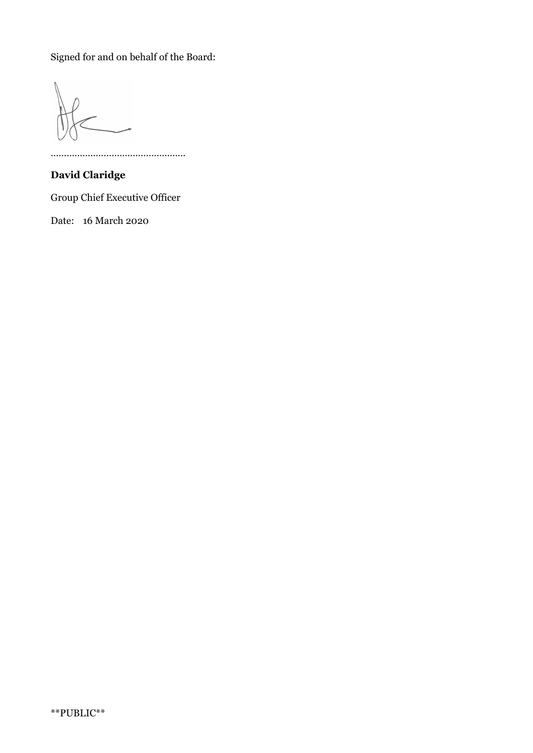Signed for and on behalf of the Board:

..................................................

**David Claridge**

Group Chief Executive Officer

Date: 16 March 2020

**PUBLIC**